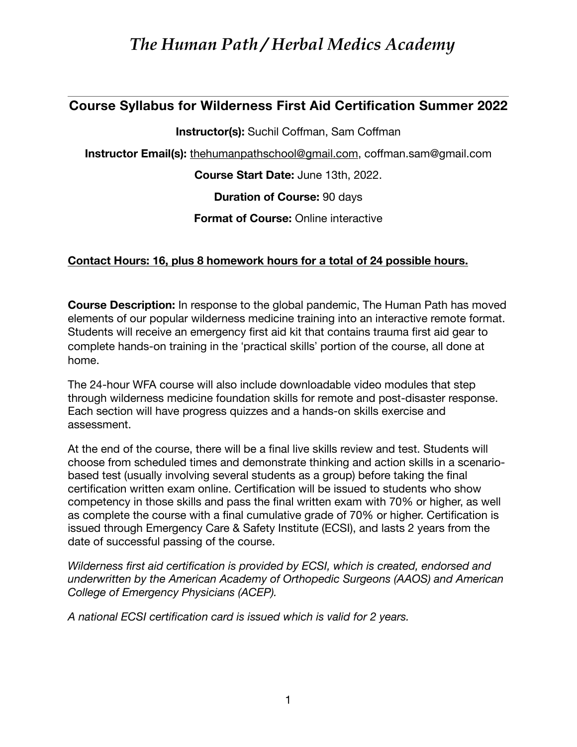# *The Human Path / Herbal Medics Academy*

---

## Course Syllabus for Wilderness First Aid Certification Summer 2022

**Instructor(s):** Suchil Coffman, Sam Coffman

**Instructor Email(s):** thehumanpathschool@gmail.com, coffman.sam@gmail.com

**Course Start Date:** June 13th, 2022.

**Duration of Course:** 90 days

**Format of Course:** Online interactive

**Contact Hours: 16, plus 8 homework hours for a total of 24 possible hours.**

**Course Description:** In response to the global pandemic, The Human Path has moved elements of our popular wilderness medicine training into an interactive remote format. Students will receive an emergency first aid kit that contains trauma first aid gear to complete hands-on training in the 'practical skills' portion of the course, all done at home.

The 24-hour WFA course will also include downloadable video modules that step through wilderness medicine foundation skills for remote and post-disaster response. Each section will have progress quizzes and a hands-on skills exercise and assessment.

At the end of the course, there will be a final live skills review and test. Students will choose from scheduled times and demonstrate thinking and action skills in a scenario-based test (usually involving several students as a group) before taking the final certification written exam online. Certification will be issued to students who show competency in those skills and pass the final written exam with 70% or higher, as well as complete the course with a final cumulative grade of 70% or higher. Certification is issued through Emergency Care & Safety Institute (ECSI), and lasts 2 years from the date of successful passing of the course.

*Wilderness first aid certification is provided by ECSI, which is created, endorsed and underwritten by the American Academy of Orthopedic Surgeons (AAOS) and American College of Emergency Physicians (ACEP).*

*A national ECSI certification card is issued which is valid for 2 years.*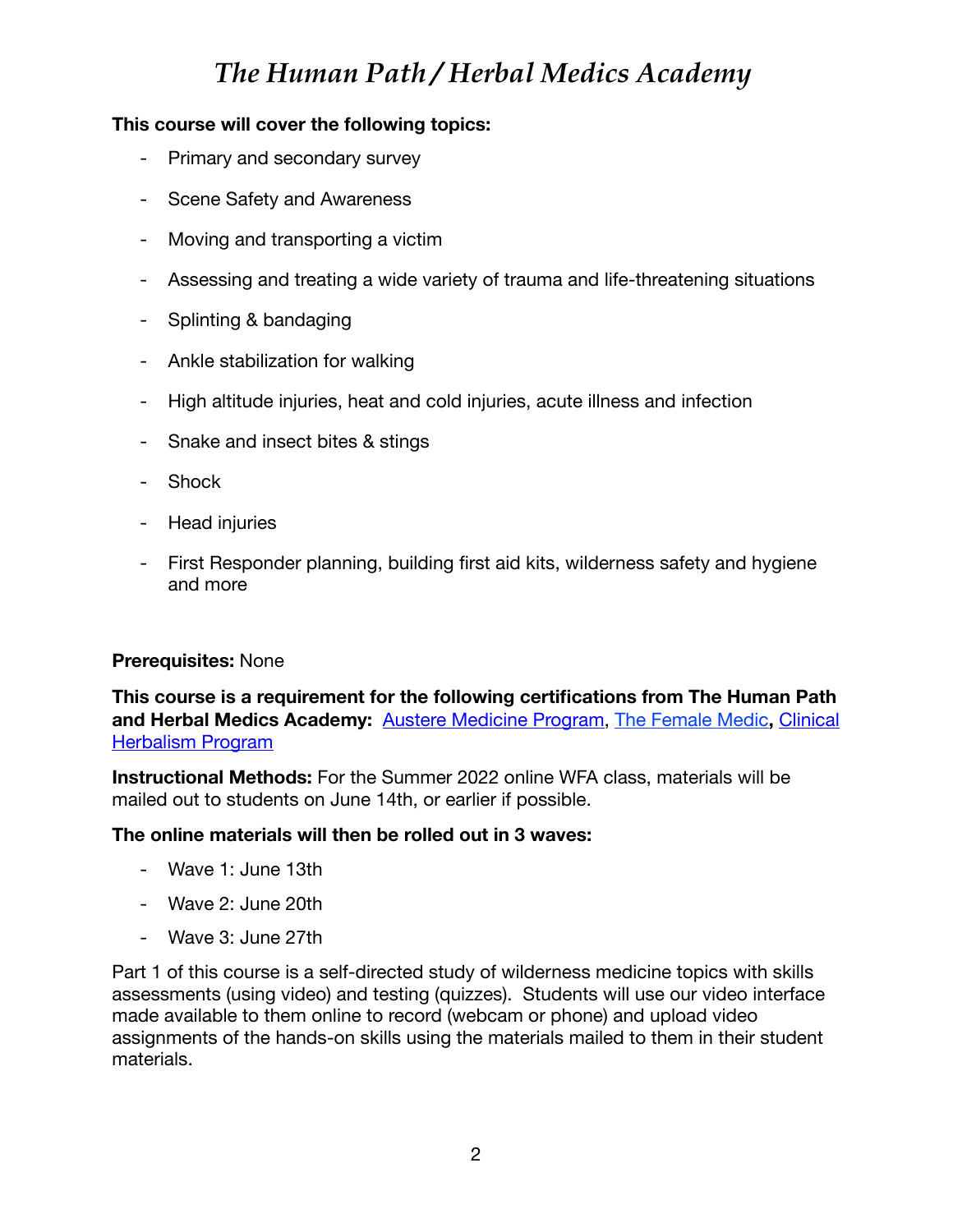**This course will cover the following topics:**

- Primary and secondary survey
- Scene Safety and Awareness
- Moving and transporting a victim
- Assessing and treating a wide variety of trauma and life-threatening situations
- Splinting & bandaging
- Ankle stabilization for walking
- High altitude injuries, heat and cold injuries, acute illness and infection
- Snake and insect bites & stings
- Shock
- Head injuries
- First Responder planning, building first aid kits, wilderness safety and hygiene and more

**Prerequisites:** None

**This course is a requirement for the following certifications from The Human Path and Herbal Medics Academy:** Austere Medicine Program, The Female Medic**,** Clinical Herbalism Program

**Instructional Methods:** For the Summer 2022 online WFA class, materials will be mailed out to students on June 14th, or earlier if possible.

**The online materials will then be rolled out in 3 waves:**

- Wave 1: June 13th
- Wave 2: June 20th
- Wave 3: June 27th

Part 1 of this course is a self-directed study of wilderness medicine topics with skills assessments (using video) and testing (quizzes). Students will use our video interface made available to them online to record (webcam or phone) and upload video assignments of the hands-on skills using the materials mailed to them in their student materials.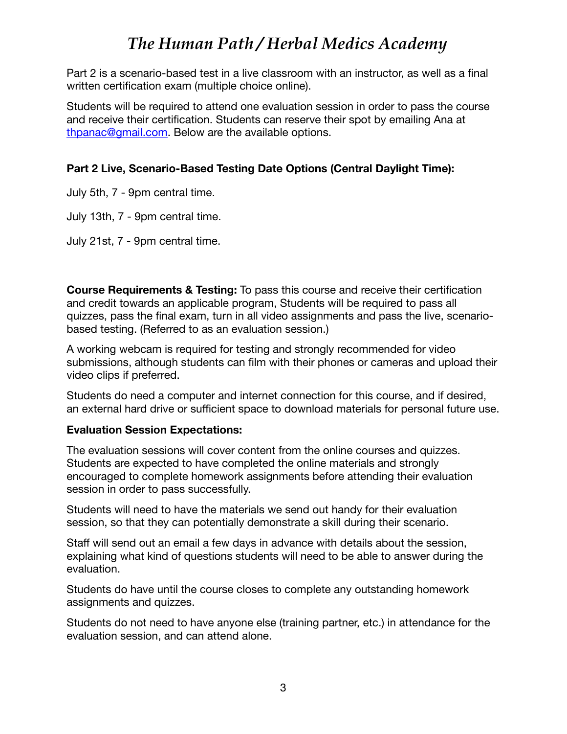Part 2 is a scenario-based test in a live classroom with an instructor, as well as a final written certification exam (multiple choice online).

Students will be required to attend one evaluation session in order to pass the course and receive their certification. Students can reserve their spot by emailing Ana at [thpanac@gmail.com](mailto:thpanac@gmail.com). Below are the available options.

**Part 2 Live, Scenario-Based Testing Date Options (Central Daylight Time):**

July 5th, 7 - 9pm central time.

July 13th, 7 - 9pm central time.

July 21st, 7 - 9pm central time.

**Course Requirements & Testing:** To pass this course and receive their certification and credit towards an applicable program, Students will be required to pass all quizzes, pass the final exam, turn in all video assignments and pass the live, scenario-based testing. (Referred to as an evaluation session.)

A working webcam is required for testing and strongly recommended for video submissions, although students can film with their phones or cameras and upload their video clips if preferred.

Students do need a computer and internet connection for this course, and if desired, an external hard drive or sufficient space to download materials for personal future use.

**Evaluation Session Expectations:**

The evaluation sessions will cover content from the online courses and quizzes. Students are expected to have completed the online materials and strongly encouraged to complete homework assignments before attending their evaluation session in order to pass successfully.

Students will need to have the materials we send out handy for their evaluation session, so that they can potentially demonstrate a skill during their scenario.

Staff will send out an email a few days in advance with details about the session, explaining what kind of questions students will need to be able to answer during the evaluation.

Students do have until the course closes to complete any outstanding homework assignments and quizzes.

Students do not need to have anyone else (training partner, etc.) in attendance for the evaluation session, and can attend alone.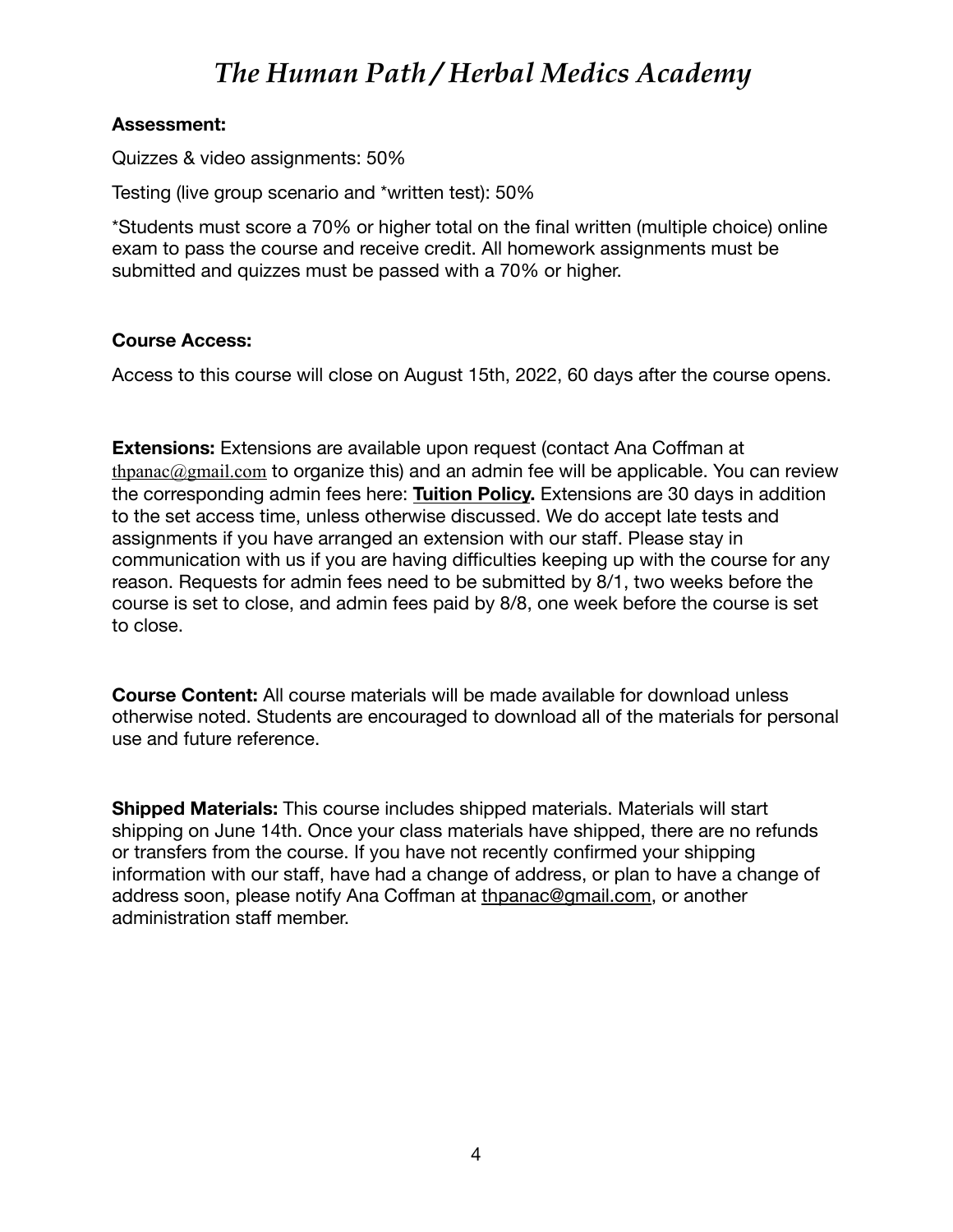**Assessment:**

Quizzes & video assignments: 50%

Testing (live group scenario and *written test): 50%

*Students must score a 70% or higher total on the final written (multiple choice) online exam to pass the course and receive credit. All homework assignments must be submitted and quizzes must be passed with a 70% or higher.

**Course Access:**

Access to this course will close on August 15th, 2022, 60 days after the course opens.

**Extensions:** Extensions are available upon request (contact Ana Coffman at thpanac@gmail.com to organize this) and an admin fee will be applicable. You can review the corresponding admin fees here: **Tuition Policy.** Extensions are 30 days in addition to the set access time, unless otherwise discussed. We do accept late tests and assignments if you have arranged an extension with our staff. Please stay in communication with us if you are having difficulties keeping up with the course for any reason. Requests for admin fees need to be submitted by 8/1, two weeks before the course is set to close, and admin fees paid by 8/8, one week before the course is set to close.

**Course Content:** All course materials will be made available for download unless otherwise noted. Students are encouraged to download all of the materials for personal use and future reference.

**Shipped Materials:** This course includes shipped materials. Materials will start shipping on June 14th. Once your class materials have shipped, there are no refunds or transfers from the course. If you have not recently confirmed your shipping information with our staff, have had a change of address, or plan to have a change of address soon, please notify Ana Coffman at thpanac@gmail.com, or another administration staff member.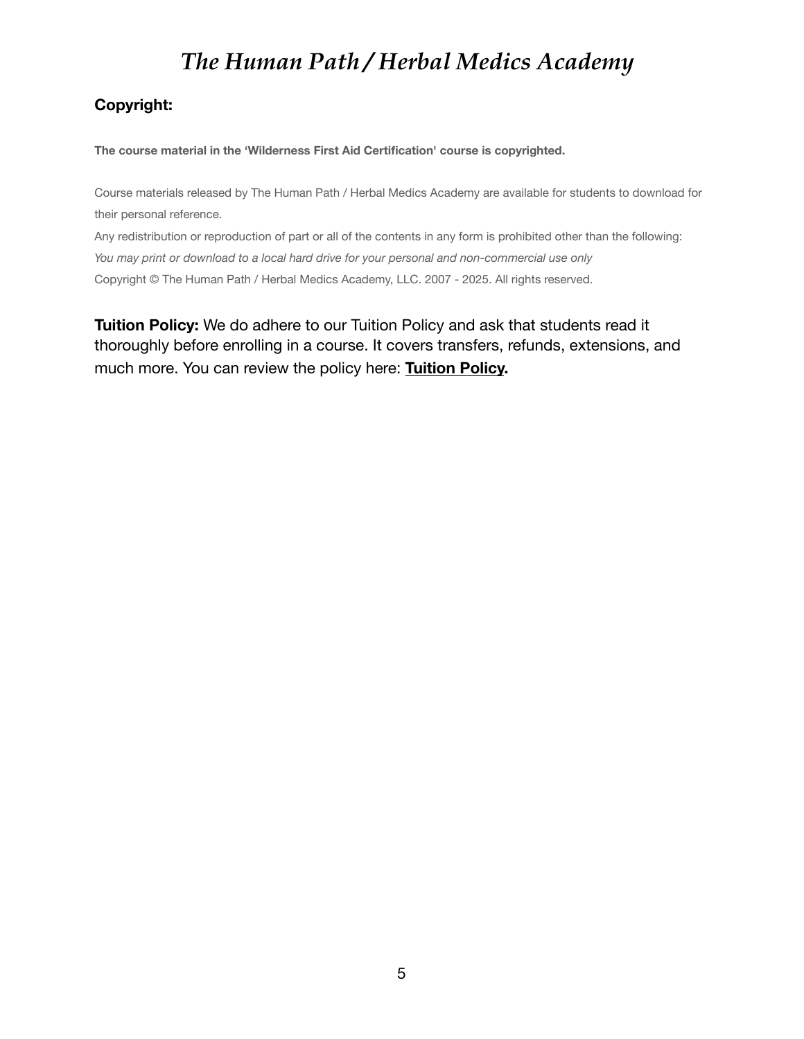**Copyright:**

**The course material in the 'Wilderness First Aid Certification' course is copyrighted.**

Course materials released by The Human Path / Herbal Medics Academy are available for students to download for their personal reference.

Any redistribution or reproduction of part or all of the contents in any form is prohibited other than the following:

*You may print or download to a local hard drive for your personal and non-commercial use only*

Copyright © The Human Path / Herbal Medics Academy, LLC. 2007 - 2025. All rights reserved.

**Tuition Policy:** We do adhere to our Tuition Policy and ask that students read it thoroughly before enrolling in a course. It covers transfers, refunds, extensions, and much more. You can review the policy here: **Tuition Policy.**